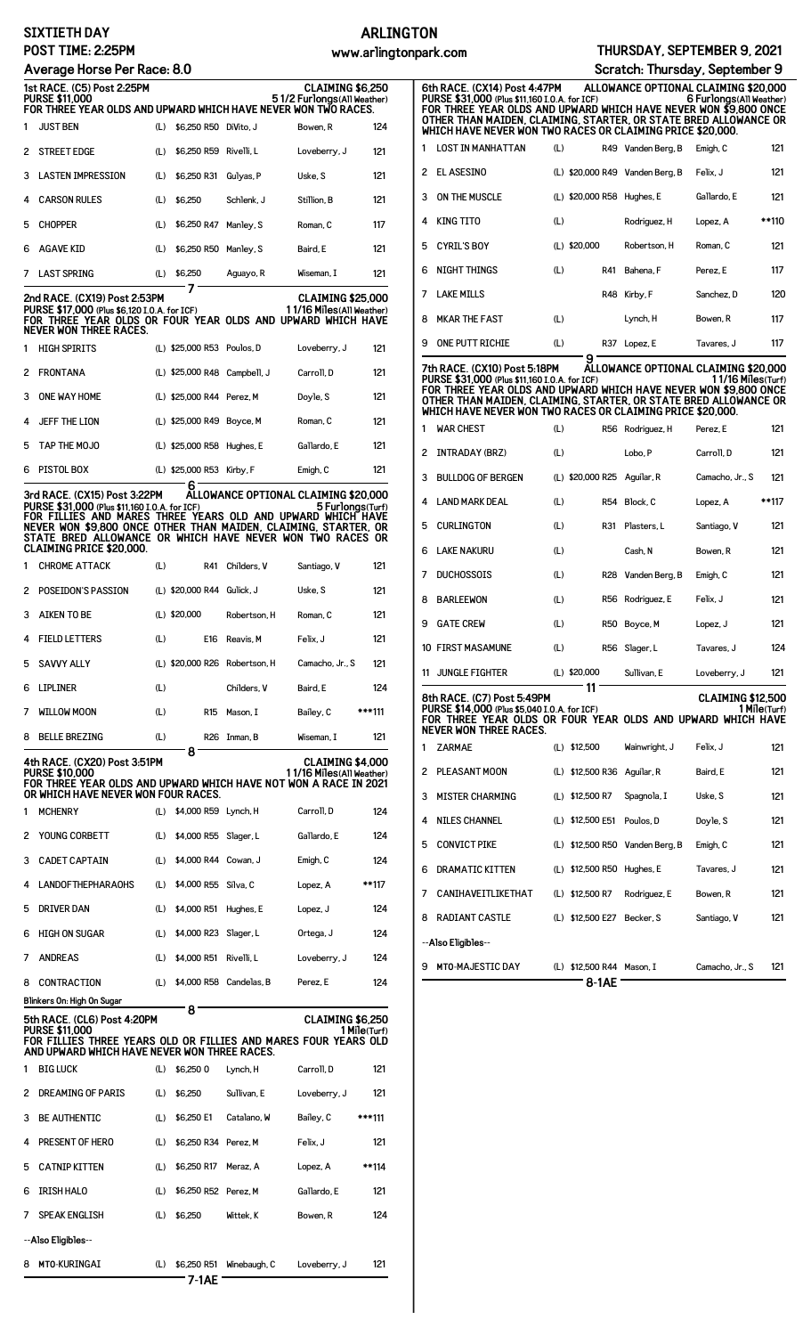# SIXTIETH DAY — ARLINGTON

**POST TIME: 2:25PM** — www.arlingtonpark.com — **THURSDAY, SEPTEMBER 9, 2021**

**Average Horse Per Race: 8.0** — **Scratch: Thursday, September 9**

## 1st RACE. (C5) Post 2:25PM — CLAIMING $6,250

**PURSE $11,000** — 5 1/2 Furlongs(All Weather)

FOR THREE YEAR OLDS AND UPWARD WHICH HAVE NEVER WON TWO RACES.

| # | Horse | | Claim | Trainer | Jockey | Wt |
|---|---|---|---|---|---|---|
| 1 | JUST BEN | (L) | $6,250 R50 | DiVito, J | Bowen, R | 124 |
| 2 | STREET EDGE | (L) | $6,250 R59 | Rivelli, L | Loveberry, J | 121 |
| 3 | LASTEN IMPRESSION | (L) | $6,250 R31 | Gulyas, P | Uske, S | 121 |
| 4 | CARSON RULES | (L) | $6,250 | Schlenk, J | Stillion, B | 121 |
| 5 | CHOPPER | (L) | $6,250 R47 | Manley, S | Roman, C | 117 |
| 6 | AGAVE KID | (L) | $6,250 R50 | Manley, S | Baird, E | 121 |
| 7 | LAST SPRING | (L) | $6,250 | Aguayo, R | Wiseman, I | 121 |

7

## 2nd RACE. (CX19) Post 2:53PM — CLAIMING $25,000

**PURSE $17,000 (Plus $6,120 I.O.A. for ICF)** — 1 1/16 Miles(All Weather)

FOR THREE YEAR OLDS OR FOUR YEAR OLDS AND UPWARD WHICH HAVE NEVER WON THREE RACES.

| # | Horse | | Claim | Trainer | Jockey | Wt |
|---|---|---|---|---|---|---|
| 1 | HIGH SPIRITS | (L) | $25,000 R53 | Poulos, D | Loveberry, J | 121 |
| 2 | FRONTANA | (L) | $25,000 R48 | Campbell, J | Carroll, D | 121 |
| 3 | ONE WAY HOME | (L) | $25,000 R44 | Perez, M | Doyle, S | 121 |
| 4 | JEFF THE LION | (L) | $25,000 R49 | Boyce, M | Roman, C | 121 |
| 5 | TAP THE MOJO | (L) | $25,000 R58 | Hughes, E | Gallardo, E | 121 |
| 6 | PISTOL BOX | (L) | $25,000 R53 | Kirby, F | Emigh, C | 121 |

6

## 3rd RACE. (CX15) Post 3:22PM — ALLOWANCE OPTIONAL CLAIMING $20,000

**PURSE $31,000 (Plus $11,160 I.O.A. for ICF)** — 5 Furlongs(Turf)

FOR FILLIES AND MARES THREE YEARS OLD AND UPWARD WHICH HAVE NEVER WON $9,800 ONCE OTHER THAN MAIDEN, CLAIMING, STARTER, OR STATE BRED ALLOWANCE OR WHICH HAVE NEVER WON TWO RACES OR CLAIMING PRICE $20,000.

| # | Horse | | Claim | Trainer | Jockey | Wt |
|---|---|---|---|---|---|---|
| 1 | CHROME ATTACK | (L) | R41 | Childers, V | Santiago, V | 121 |
| 2 | POSEIDON'S PASSION | (L) | $20,000 R44 | Gulick, J | Uske, S | 121 |
| 3 | AIKEN TO BE | (L) | $20,000 | Robertson, H | Roman, C | 121 |
| 4 | FIELD LETTERS | (L) | E16 | Reavis, M | Felix, J | 121 |
| 5 | SAVVY ALLY | (L) | $20,000 R26 | Robertson, H | Camacho, Jr., S | 121 |
| 6 | LIPLINER | (L) | | Childers, V | Baird, E | 124 |
| 7 | WILLOW MOON | (L) | R15 | Mason, I | Bailey, C | ***111 |
| 8 | BELLE BREZING | (L) | R26 | Inman, B | Wiseman, I | 121 |

8

## 4th RACE. (CX20) Post 3:51PM — CLAIMING $4,000

**PURSE $10,000** — 1 1/16 Miles(All Weather)

FOR THREE YEAR OLDS AND UPWARD WHICH HAVE NOT WON A RACE IN 2021 OR WHICH HAVE NEVER WON FOUR RACES.

| # | Horse | | Claim | Trainer | Jockey | Wt |
|---|---|---|---|---|---|---|
| 1 | MCHENRY | (L) | $4,000 R59 | Lynch, H | Carroll, D | 124 |
| 2 | YOUNG CORBETT | (L) | $4,000 R55 | Slager, L | Gallardo, E | 124 |
| 3 | CADET CAPTAIN | (L) | $4,000 R44 | Cowan, J | Emigh, C | 124 |
| 4 | LANDOFTHEPHARAOHS | (L) | $4,000 R55 | Silva, C | Lopez, A | **117 |
| 5 | DRIVER DAN | (L) | $4,000 R51 | Hughes, E | Lopez, J | 124 |
| 6 | HIGH ON SUGAR | (L) | $4,000 R23 | Slager, L | Ortega, J | 124 |
| 7 | ANDREAS | (L) | $4,000 R51 | Rivelli, L | Loveberry, J | 124 |
| 8 | CONTRACTION | (L) | $4,000 R58 | Candelas, B | Perez, E | 124 |

Blinkers On: High On Sugar

8

## 5th RACE. (CL6) Post 4:20PM — CLAIMING $6,250

**PURSE $11,000** — 1 Mile(Turf)

FOR FILLIES THREE YEARS OLD OR FILLIES AND MARES FOUR YEARS OLD AND UPWARD WHICH HAVE NEVER WON THREE RACES.

| # | Horse | | Claim | Trainer | Jockey | Wt |
|---|---|---|---|---|---|---|
| 1 | BIG LUCK | (L) | $6,250 0 | Lynch, H | Carroll, D | 121 |
| 2 | DREAMING OF PARIS | (L) | $6,250 | Sullivan, E | Loveberry, J | 121 |
| 3 | BE AUTHENTIC | (L) | $6,250 E1 | Catalano, W | Bailey, C | ***111 |
| 4 | PRESENT OF HERO | (L) | $6,250 R34 | Perez, M | Felix, J | 121 |
| 5 | CATNIP KITTEN | (L) | $6,250 R17 | Meraz, A | Lopez, A | **114 |
| 6 | IRISH HALO | (L) | $6,250 R52 | Perez, M | Gallardo, E | 121 |
| 7 | SPEAK ENGLISH | (L) | $6,250 | Wittek, K | Bowen, R | 124 |
| | --Also Eligibles-- | | | | | |
| 8 | MTO-KURINGAI | (L) | $6,250 R51 | Winebaugh, C | Loveberry, J | 121 |

7-1AE

## 6th RACE. (CX14) Post 4:47PM — ALLOWANCE OPTIONAL CLAIMING $20,000

**PURSE $31,000 (Plus $11,160 I.O.A. for ICF)** — 6 Furlongs(All Weather)

FOR THREE YEAR OLDS AND UPWARD WHICH HAVE NEVER WON $9,800 ONCE OTHER THAN MAIDEN, CLAIMING, STARTER, OR STATE BRED ALLOWANCE OR WHICH HAVE NEVER WON TWO RACES OR CLAIMING PRICE $20,000.

| # | Horse | | Claim | Trainer | Jockey | Wt |
|---|---|---|---|---|---|---|
| 1 | LOST IN MANHATTAN | (L) | R49 | Vanden Berg, B | Emigh, C | 121 |
| 2 | EL ASESINO | (L) | $20,000 R49 | Vanden Berg, B | Felix, J | 121 |
| 3 | ON THE MUSCLE | (L) | $20,000 R58 | Hughes, E | Gallardo, E | 121 |
| 4 | KING TITO | (L) | | Rodriguez, H | Lopez, A | **110 |
| 5 | CYRIL'S BOY | (L) | $20,000 | Robertson, H | Roman, C | 121 |
| 6 | NIGHT THINGS | (L) | R41 | Bahena, F | Perez, E | 117 |
| 7 | LAKE MILLS | | R48 | Kirby, F | Sanchez, D | 120 |
| 8 | MKAR THE FAST | (L) | | Lynch, H | Bowen, R | 117 |
| 9 | ONE PUTT RICHIE | (L) | R37 | Lopez, E | Tavares, J | 117 |

9

## 7th RACE. (CX10) Post 5:18PM — ALLOWANCE OPTIONAL CLAIMING $20,000

**PURSE $31,000 (Plus $11,160 I.O.A. for ICF)** — 1 1/16 Miles(Turf)

FOR THREE YEAR OLDS AND UPWARD WHICH HAVE NEVER WON $9,800 ONCE OTHER THAN MAIDEN, CLAIMING, STARTER, OR STATE BRED ALLOWANCE OR WHICH HAVE NEVER WON TWO RACES OR CLAIMING PRICE $20,000.

| # | Horse | | Claim | Trainer | Jockey | Wt |
|---|---|---|---|---|---|---|
| 1 | WAR CHEST | (L) | R56 | Rodriguez, H | Perez, E | 121 |
| 2 | INTRADAY (BRZ) | (L) | | Lobo, P | Carroll, D | 121 |
| 3 | BULLDOG OF BERGEN | (L) | $20,000 R25 | Aguilar, R | Camacho, Jr., S | 121 |
| 4 | LAND MARK DEAL | (L) | R54 | Block, C | Lopez, A | **117 |
| 5 | CURLINGTON | (L) | R31 | Plasters, L | Santiago, V | 121 |
| 6 | LAKE NAKURU | (L) | | Cash, N | Bowen, R | 121 |
| 7 | DUCHOSSOIS | (L) | R28 | Vanden Berg, B | Emigh, C | 121 |
| 8 | BARLEEWON | (L) | R56 | Rodriguez, E | Felix, J | 121 |
| 9 | GATE CREW | (L) | R50 | Boyce, M | Lopez, J | 121 |
| 10 | FIRST MASAMUNE | (L) | R56 | Slager, L | Tavares, J | 124 |
| 11 | JUNGLE FIGHTER | (L) | $20,000 | Sullivan, E | Loveberry, J | 121 |

11

## 8th RACE. (C7) Post 5:49PM — CLAIMING $12,500

**PURSE $14,000 (Plus $5,040 I.O.A. for ICF)** — 1 Mile(Turf)

FOR THREE YEAR OLDS OR FOUR YEAR OLDS AND UPWARD WHICH HAVE NEVER WON THREE RACES.

| # | Horse | | Claim | Trainer | Jockey | Wt |
|---|---|---|---|---|---|---|
| 1 | ZARMAE | (L) | $12,500 | Wainwright, J | Felix, J | 121 |
| 2 | PLEASANT MOON | (L) | $12,500 R36 | Aguilar, R | Baird, E | 121 |
| 3 | MISTER CHARMING | (L) | $12,500 R7 | Spagnola, I | Uske, S | 121 |
| 4 | NILES CHANNEL | (L) | $12,500 E51 | Poulos, D | Doyle, S | 121 |
| 5 | CONVICT PIKE | (L) | $12,500 R50 | Vanden Berg, B | Emigh, C | 121 |
| 6 | DRAMATIC KITTEN | (L) | $12,500 R50 | Hughes, E | Tavares, J | 121 |
| 7 | CANIHAVEITLIKETHAT | (L) | $12,500 R7 | Rodriguez, E | Bowen, R | 121 |
| 8 | RADIANT CASTLE | (L) | $12,500 E27 | Becker, S | Santiago, V | 121 |
| | --Also Eligibles-- | | | | | |
| 9 | MTO-MAJESTIC DAY | (L) | $12,500 R44 | Mason, I | Camacho, Jr., S | 121 |

8-1AE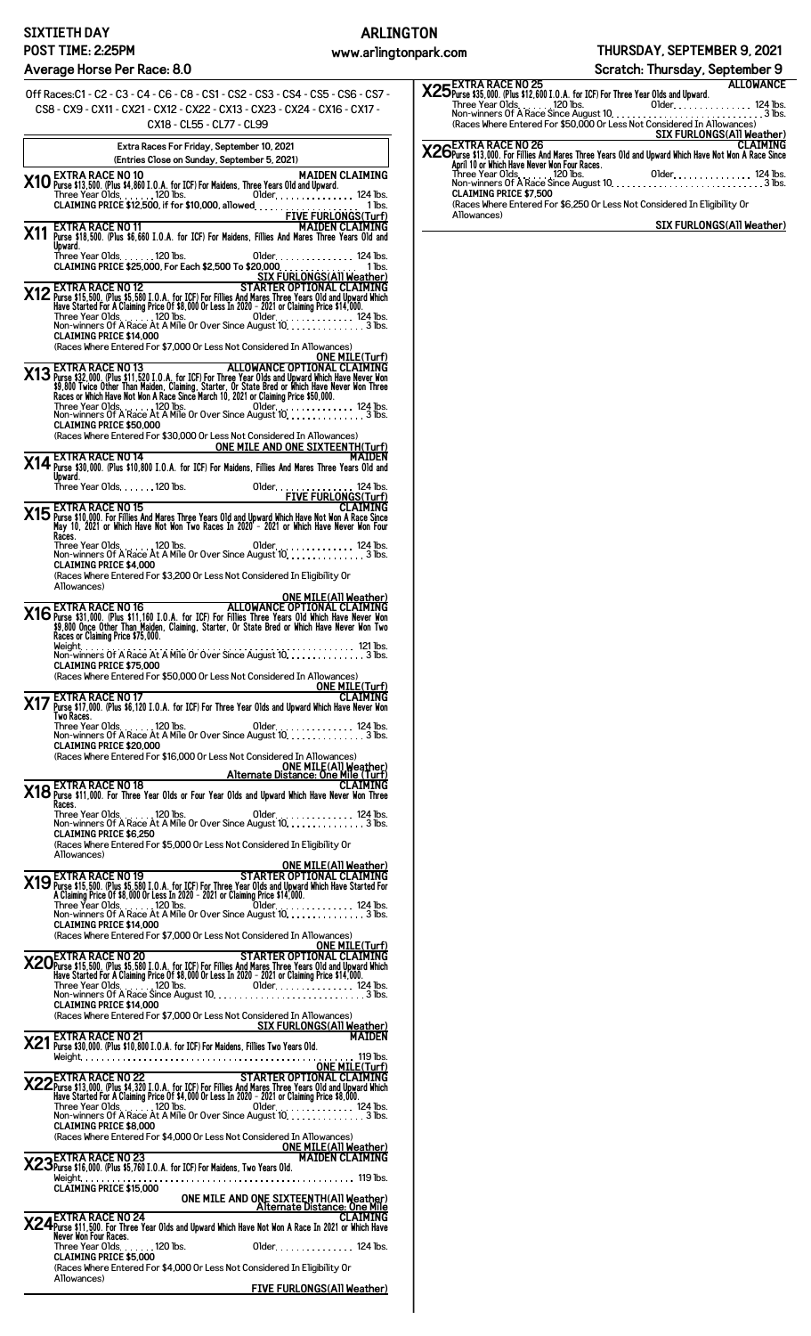**SIXTIETH DAY** | **ARLINGTON** | **POST TIME: 2:25PM** | www.arlingtonpark.com | **THURSDAY, SEPTEMBER 9, 2021**

**Average Horse Per Race: 8.0**

**Scratch: Thursday, September 9**

Off Races:C1 - C2 - C3 - C4 - C6 - C8 - CS1 - CS2 - CS3 - CS4 - CS5 - CS6 - CS7 - CS8 - CX9 - CX11 - CX12 - CX21 - CX22 - CX13 - CX23 - CX24 - CX16 - CX17 - CX18 - CL55 - CL77 - CL99

**Extra Races For Friday, September 10, 2021**
**(Entries Close on Sunday, September 5, 2021)**

**X10 EXTRA RACE NO 10** — **MAIDEN CLAIMING**
Purse $13,500. (Plus $4,860 I.O.A. for ICF) For Maidens, Three Years Old and Upward.
Three Year Olds. . . . . . 120 lbs. Older. . . . . . . . . . . . . . . 124 lbs.
CLAIMING PRICE $12,500, if for $10,000, allowed. . . . . . . . . . . . . . 1 lbs.
**FIVE FURLONGS(Turf)**

**X11 EXTRA RACE NO 11** — **MAIDEN CLAIMING**
Purse $18,500. (Plus $6,660 I.O.A. for ICF) For Maidens, Fillies And Mares Three Years Old and Upward.
Three Year Olds. . . . . . 120 lbs. Older. . . . . . . . . . . . . . . 124 lbs.
CLAIMING PRICE $25,000, For Each $2,500 To $20,000. . . . . . . . . . . 1 lbs.
**SIX FURLONGS(All Weather)**

**X12 EXTRA RACE NO 12** — **STARTER OPTIONAL CLAIMING**
Purse $15,500. (Plus $5,580 I.O.A. for ICF) For Fillies And Mares Three Years Old and Upward Which Have Started For A Claiming Price Of $8,000 Or Less In 2020 - 2021 or Claiming Price $14,000.
Three Year Olds. . . . . . 120 lbs. Older. . . . . . . . . . . . . . . 124 lbs.
Non-winners Of A Race At A Mile Or Over Since August 10. . . . . . . . . . . . . . 3 lbs.
CLAIMING PRICE $14,000
(Races Where Entered For $7,000 Or Less Not Considered In Allowances)
**ONE MILE(Turf)**

**X13 EXTRA RACE NO 13** — **ALLOWANCE OPTIONAL CLAIMING**
Purse $32,000. (Plus $11,520 I.O.A. for ICF) For Three Year Olds and Upward Which Have Never Won $9,800 Twice Other Than Maiden, Claiming, Starter, Or State Bred or Which Have Never Won Three Races or Which Have Not Won A Race Since March 10, 2021 or Claiming Price $50,000.
Three Year Olds. . . . . . 120 lbs. Older. . . . . . . . . . . . . . . 124 lbs.
Non-winners Of A Race At A Mile Or Over Since August 10. . . . . . . . . . . . . . 3 lbs.
CLAIMING PRICE $50,000
(Races Where Entered For $30,000 Or Less Not Considered In Allowances)
**ONE MILE AND ONE SIXTEENTH(Turf)**

**X14 EXTRA RACE NO 14** — **MAIDEN**
Purse $30,000. (Plus $10,800 I.O.A. for ICF) For Maidens, Fillies And Mares Three Years Old and Upward.
Three Year Olds. . . . . . 120 lbs. Older. . . . . . . . . . . . . . . 124 lbs.
**FIVE FURLONGS(Turf)**

**X15 EXTRA RACE NO 15** — **CLAIMING**
Purse $10,000. For Fillies And Mares Three Years Old and Upward Which Have Not Won A Race Since May 10, 2021 or Which Have Not Won Two Races In 2020 - 2021 or Which Have Never Won Four Races.
Three Year Olds. . . . . . 120 lbs. Older. . . . . . . . . . . . . . . 124 lbs.
Non-winners Of A Race At A Mile Or Over Since August 10. . . . . . . . . . . . . . 3 lbs.
CLAIMING PRICE $4,000
(Races Where Entered For $3,200 Or Less Not Considered In Eligibility Or Allowances)
**ONE MILE(All Weather)**

**X16 EXTRA RACE NO 16** — **ALLOWANCE OPTIONAL CLAIMING**
Purse $31,000. (Plus $11,160 I.O.A. for ICF) For Fillies Three Years Old Which Have Never Won $9,800 Once Other Than Maiden, Claiming, Starter, Or State Bred or Which Have Never Won Two Races or Claiming Price $75,000.
Weight. . . . . . . . . . . . . . . . . . . . . . . . . . . . . . . . . . . . 121 lbs.
Non-winners Of A Race At A Mile Or Over Since August 10. . . . . . . . . . . . . . 3 lbs.
CLAIMING PRICE $75,000
(Races Where Entered For $50,000 Or Less Not Considered In Allowances)
**ONE MILE(Turf)**

**X17 EXTRA RACE NO 17** — **CLAIMING**
Purse $17,000. (Plus $6,120 I.O.A. for ICF) For Three Year Olds and Upward Which Have Never Won Two Races.
Three Year Olds. . . . . . 120 lbs. Older. . . . . . . . . . . . . . . 124 lbs.
Non-winners Of A Race At A Mile Or Over Since August 10. . . . . . . . . . . . . . 3 lbs.
CLAIMING PRICE $20,000
(Races Where Entered For $16,000 Or Less Not Considered In Allowances)
**ONE MILE(All Weather)**
**Alternate Distance: One Mile (Turf)**

**X18 EXTRA RACE NO 18** — **CLAIMING**
Purse $11,000. For Three Year Olds or Four Year Olds and Upward Which Have Never Won Three Races.
Three Year Olds. . . . . . 120 lbs. Older. . . . . . . . . . . . . . . 124 lbs.
Non-winners Of A Race At A Mile Or Over Since August 10. . . . . . . . . . . . . . 3 lbs.
CLAIMING PRICE $6,250
(Races Where Entered For $5,000 Or Less Not Considered In Eligibility Or Allowances)
**ONE MILE(All Weather)**

**X19 EXTRA RACE NO 19** — **STARTER OPTIONAL CLAIMING**
Purse $15,500. (Plus $5,580 I.O.A. for ICF) For Three Year Olds and Upward Which Have Started For A Claiming Price Of $8,000 Or Less In 2020 - 2021 or Claiming Price $14,000.
Three Year Olds. . . . . . 120 lbs. Older. . . . . . . . . . . . . . . 124 lbs.
Non-winners Of A Race At A Mile Or Over Since August 10. . . . . . . . . . . . . . 3 lbs.
CLAIMING PRICE $14,000
(Races Where Entered For $7,000 Or Less Not Considered In Allowances)
**ONE MILE(Turf)**

**X20 EXTRA RACE NO 20** — **STARTER OPTIONAL CLAIMING**
Purse $15,500. (Plus $5,580 I.O.A. for ICF) For Fillies And Mares Three Years Old and Upward Which Have Started For A Claiming Price Of $8,000 Or Less In 2020 - 2021 or Claiming Price $14,000.
Three Year Olds. . . . . . 120 lbs. Older. . . . . . . . . . . . . . . 124 lbs.
Non-winners Of A Race Since August 10. . . . . . . . . . . . . . . . . . . . . . 3 lbs.
CLAIMING PRICE $14,000
(Races Where Entered For $7,000 Or Less Not Considered In Allowances)
**SIX FURLONGS(All Weather)**

**X21 EXTRA RACE NO 21** — **MAIDEN**
Purse $30,000. (Plus $10,800 I.O.A. for ICF) For Maidens, Fillies Two Years Old.
Weight. . . . . . . . . . . . . . . . . . . . . . . . . . . . . . . . . . . . 119 lbs.
**ONE MILE(Turf)**

**X22 EXTRA RACE NO 22** — **STARTER OPTIONAL CLAIMING**
Purse $13,000. (Plus $4,320 I.O.A. for ICF) For Fillies And Mares Three Years Old and Upward Which Have Started For A Claiming Price Of $4,000 Or Less In 2020 - 2021 or Claiming Price $8,000.
Three Year Olds. . . . . . 120 lbs. Older. . . . . . . . . . . . . . . 124 lbs.
Non-winners Of A Race At A Mile Or Over Since August 10. . . . . . . . . . . . . . 3 lbs.
CLAIMING PRICE $8,000
(Races Where Entered For $4,000 Or Less Not Considered In Allowances)
**ONE MILE(All Weather)**

**X23 EXTRA RACE NO 23** — **MAIDEN CLAIMING**
Purse $16,000. (Plus $5,760 I.O.A. for ICF) For Maidens, Two Years Old.
Weight. . . . . . . . . . . . . . . . . . . . . . . . . . . . . . . . . . . . 119 lbs.
CLAIMING PRICE $15,000
**ONE MILE AND ONE SIXTEENTH(All Weather)**
**Alternate Distance: One Mile**

**X24 EXTRA RACE NO 24** — **CLAIMING**
Purse $11,500. For Three Year Olds and Upward Which Have Not Won A Race In 2021 or Which Have Never Won Four Races.
Three Year Olds. . . . . . 120 lbs. Older. . . . . . . . . . . . . . . 124 lbs.
CLAIMING PRICE $5,000
(Races Where Entered For $4,000 Or Less Not Considered In Eligibility Or Allowances)
**FIVE FURLONGS(All Weather)**

**X25 EXTRA RACE NO 25** — **ALLOWANCE**
Purse $35,000. (Plus $12,600 I.O.A. for ICF) For Three Year Olds and Upward.
Three Year Olds. . . . . . 120 lbs. Older. . . . . . . . . . . . . . . 124 lbs.
Non-winners Of A Race Since August 10. . . . . . . . . . . . . . . . . . . . . . 3 lbs.
(Races Where Entered For $50,000 Or Less Not Considered In Allowances)
**SIX FURLONGS(All Weather)**

**X26 EXTRA RACE NO 26** — **CLAIMING**
Purse $13,000. For Fillies And Mares Three Years Old and Upward Which Have Not Won A Race Since April 10 or Which Have Never Won Four Races.
Three Year Olds. . . . . . 120 lbs. Older. . . . . . . . . . . . . . . 124 lbs.
Non-winners Of A Race Since August 10. . . . . . . . . . . . . . . . . . . . . . 3 lbs.
CLAIMING PRICE $7,500
(Races Where Entered For $6,250 Or Less Not Considered In Eligibility Or Allowances)
**SIX FURLONGS(All Weather)**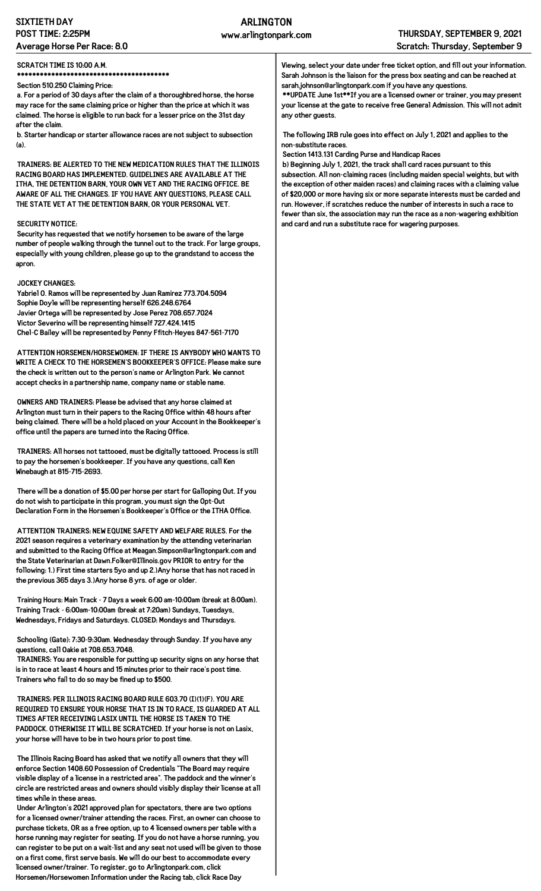SIXTIETH DAY
POST TIME: 2:25PM
Average Horse Per Race: 8.0

ARLINGTON
www.arlingtonpark.com

THURSDAY, SEPTEMBER 9, 2021
Scratch: Thursday, September 9

**SCRATCH TIME IS 10:00 A.M.**
**\*\*\*\*\*\*\*\*\*\*\*\*\*\*\*\*\*\*\*\*\*\*\*\*\*\*\*\*\*\*\*\*\*\*\*\*\*\*\*\*\*\***

Section 510.250 Claiming Price:

a. For a period of 30 days after the claim of a thoroughbred horse, the horse may race for the same claiming price or higher than the price at which it was claimed. The horse is eligible to run back for a lesser price on the 31st day after the claim.

b. Starter handicap or starter allowance races are not subject to subsection (a).

TRAINERS: BE ALERTED TO THE NEW MEDICATION RULES THAT THE ILLINOIS RACING BOARD HAS IMPLEMENTED. GUIDELINES ARE AVAILABLE AT THE ITHA, THE DETENTION BARN, YOUR OWN VET AND THE RACING OFFICE. BE AWARE OF ALL THE CHANGES. IF YOU HAVE ANY QUESTIONS, PLEASE CALL THE STATE VET AT THE DETENTION BARN, OR YOUR PERSONAL VET.

SECURITY NOTICE:
Security has requested that we notify horsemen to be aware of the large number of people walking through the tunnel out to the track. For large groups, especially with young children, please go up to the grandstand to access the apron.

JOCKEY CHANGES:
Yabriel O. Ramos will be represented by Juan Ramirez 773.704.5094
Sophie Doyle will be representing herself 626.248.6764
Javier Ortega will be represented by Jose Perez 708.657.7024
Victor Severino will be representing himself 727.424.1415
Chel-C Bailey will be represented by Penny Ffitch-Heyes 847-561-7170

ATTENTION HORSEMEN/HORSEWOMEN: IF THERE IS ANYBODY WHO WANTS TO WRITE A CHECK TO THE HORSEMEN'S BOOKKEEPER'S OFFICE: Please make sure the check is written out to the person's name or Arlington Park. We cannot accept checks in a partnership name, company name or stable name.

OWNERS AND TRAINERS: Please be advised that any horse claimed at Arlington must turn in their papers to the Racing Office within 48 hours after being claimed. There will be a hold placed on your Account in the Bookkeeper's office until the papers are turned into the Racing Office.

TRAINERS: All horses not tattooed, must be digitally tattooed. Process is still to pay the horsemen's bookkeeper. If you have any questions, call Ken Winebaugh at 815-715-2693.

There will be a donation of $5.00 per horse per start for Galloping Out. If you do not wish to participate in this program, you must sign the Opt-Out Declaration Form in the Horsemen's Bookkeeper's Office or the ITHA Office.

ATTENTION TRAINERS: NEW EQUINE SAFETY AND WELFARE RULES. For the 2021 season requires a veterinary examination by the attending veterinarian and submitted to the Racing Office at Meagan.Simpson@arlingtonpark.com and the State Veterinarian at Dawn.Folker@Illinois.gov PRIOR to entry for the following: 1.) First time starters 5yo and up 2.)Any horse that has not raced in the previous 365 days 3.)Any horse 8 yrs. of age or older.

Training Hours: Main Track - 7 Days a week 6:00 am-10:00am (break at 8:00am). Training Track - 6:00am-10:00am (break at 7:20am) Sundays, Tuesdays, Wednesdays, Fridays and Saturdays. CLOSED: Mondays and Thursdays.

Schooling (Gate): 7:30-9:30am. Wednesday through Sunday. If you have any questions, call Oakie at 708.653.7048.
TRAINERS: You are responsible for putting up security signs on any horse that is in to race at least 4 hours and 15 minutes prior to their race's post time. Trainers who fail to do so may be fined up to $500.

TRAINERS: PER ILLINOIS RACING BOARD RULE 603.70 (I)(1)(F). YOU ARE REQUIRED TO ENSURE YOUR HORSE THAT IS IN TO RACE, IS GUARDED AT ALL TIMES AFTER RECEIVING LASIX UNTIL THE HORSE IS TAKEN TO THE PADDOCK. OTHERWISE IT WILL BE SCRATCHED. If your horse is not on Lasix, your horse will have to be in two hours prior to post time.

The Illinois Racing Board has asked that we notify all owners that they will enforce Section 1408.60 Possession of Credentials "The Board may require visible display of a license in a restricted area". The paddock and the winner's circle are restricted areas and owners should visibly display their license at all times while in these areas.
Under Arlington's 2021 approved plan for spectators, there are two options for a licensed owner/trainer attending the races. First, an owner can choose to purchase tickets, OR as a free option, up to 4 licensed owners per table with a horse running may register for seating. If you do not have a horse running, you can register to be put on a wait-list and any seat not used will be given to those on a first come, first serve basis. We will do our best to accommodate every licensed owner/trainer. To register, go to Arlingtonpark.com, click Horsemen/Horsewomen Information under the Racing tab, click Race Day Viewing, select your date under free ticket option, and fill out your information. Sarah Johnson is the liaison for the press box seating and can be reached at sarah.johnson@arlingtonpark.com if you have any questions.
\*\*UPDATE June 1st\*\*If you are a licensed owner or trainer, you may present your license at the gate to receive free General Admission. This will not admit any other guests.

The following IRB rule goes into effect on July 1, 2021 and applies to the non-substitute races.
Section 1413.131 Carding Purse and Handicap Races
b) Beginning July 1, 2021, the track shall card races pursuant to this subsection. All non-claiming races (including maiden special weights, but with the exception of other maiden races) and claiming races with a claiming value of $20,000 or more having six or more separate interests must be carded and run. However, if scratches reduce the number of interests in such a race to fewer than six, the association may run the race as a non-wagering exhibition and card and run a substitute race for wagering purposes.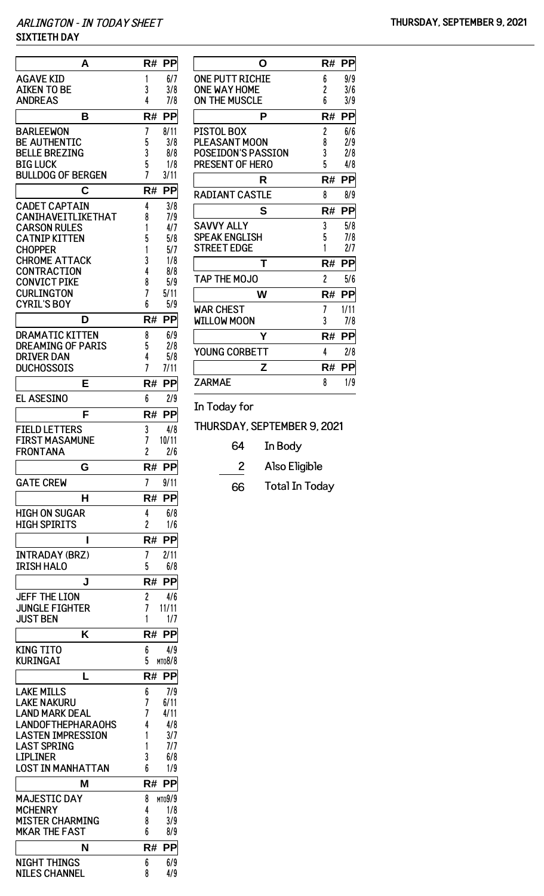*ARLINGTON - IN TODAY SHEET*

**SIXTIETH DAY**

**THURSDAY, SEPTEMBER 9, 2021**

| A | R# | PP |
|---|---|---|
| AGAVE KID | 1 | 6/7 |
| AIKEN TO BE | 3 | 3/8 |
| ANDREAS | 4 | 7/8 |
| **B** | **R#** | **PP** |
| BARLEEWON | 7 | 8/11 |
| BE AUTHENTIC | 5 | 3/8 |
| BELLE BREZING | 3 | 8/8 |
| BIG LUCK | 5 | 1/8 |
| BULLDOG OF BERGEN | 7 | 3/11 |
| **C** | **R#** | **PP** |
| CADET CAPTAIN | 4 | 3/8 |
| CANIHAVEITLIKETHAT | 8 | 7/9 |
| CARSON RULES | 1 | 4/7 |
| CATNIP KITTEN | 5 | 5/8 |
| CHOPPER | 1 | 5/7 |
| CHROME ATTACK | 3 | 1/8 |
| CONTRACTION | 4 | 8/8 |
| CONVICT PIKE | 8 | 5/9 |
| CURLINGTON | 7 | 5/11 |
| CYRIL'S BOY | 6 | 5/9 |
| **D** | **R#** | **PP** |
| DRAMATIC KITTEN | 8 | 6/9 |
| DREAMING OF PARIS | 5 | 2/8 |
| DRIVER DAN | 4 | 5/8 |
| DUCHOSSOIS | 7 | 7/11 |
| **E** | **R#** | **PP** |
| EL ASESINO | 6 | 2/9 |
| **F** | **R#** | **PP** |
| FIELD LETTERS | 3 | 4/8 |
| FIRST MASAMUNE | 7 | 10/11 |
| FRONTANA | 2 | 2/6 |
| **G** | **R#** | **PP** |
| GATE CREW | 7 | 9/11 |
| **H** | **R#** | **PP** |
| HIGH ON SUGAR | 4 | 6/8 |
| HIGH SPIRITS | 2 | 1/6 |
| **I** | **R#** | **PP** |
| INTRADAY (BRZ) | 7 | 2/11 |
| IRISH HALO | 5 | 6/8 |
| **J** | **R#** | **PP** |
| JEFF THE LION | 2 | 4/6 |
| JUNGLE FIGHTER | 7 | 11/11 |
| JUST BEN | 1 | 1/7 |
| **K** | **R#** | **PP** |
| KING TITO | 6 | 4/9 |
| KURINGAI | 5 | MTO8/8 |
| **L** | **R#** | **PP** |
| LAKE MILLS | 6 | 7/9 |
| LAKE NAKURU | 7 | 6/11 |
| LAND MARK DEAL | 7 | 4/11 |
| LANDOFTHEPHARAOHS | 4 | 4/8 |
| LASTEN IMPRESSION | 1 | 3/7 |
| LAST SPRING | 1 | 7/7 |
| LIPLINER | 3 | 6/8 |
| LOST IN MANHATTAN | 6 | 1/9 |
| **M** | **R#** | **PP** |
| MAJESTIC DAY | 8 | MTO9/9 |
| MCHENRY | 4 | 1/8 |
| MISTER CHARMING | 8 | 3/9 |
| MKAR THE FAST | 6 | 8/9 |
| **N** | **R#** | **PP** |
| NIGHT THINGS | 6 | 6/9 |
| NILES CHANNEL | 8 | 4/9 |
| **O** | **R#** | **PP** |
| ONE PUTT RICHIE | 6 | 9/9 |
| ONE WAY HOME | 2 | 3/6 |
| ON THE MUSCLE | 6 | 3/9 |
| **P** | **R#** | **PP** |
| PISTOL BOX | 2 | 6/6 |
| PLEASANT MOON | 8 | 2/9 |
| POSEIDON'S PASSION | 3 | 2/8 |
| PRESENT OF HERO | 5 | 4/8 |
| **R** | **R#** | **PP** |
| RADIANT CASTLE | 8 | 8/9 |
| **S** | **R#** | **PP** |
| SAVVY ALLY | 3 | 5/8 |
| SPEAK ENGLISH | 5 | 7/8 |
| STREET EDGE | 1 | 2/7 |
| **T** | **R#** | **PP** |
| TAP THE MOJO | 2 | 5/6 |
| **W** | **R#** | **PP** |
| WAR CHEST | 7 | 1/11 |
| WILLOW MOON | 3 | 7/8 |
| **Y** | **R#** | **PP** |
| YOUNG CORBETT | 4 | 2/8 |
| **Z** | **R#** | **PP** |
| ZARMAE | 8 | 1/9 |

In Today for

THURSDAY, SEPTEMBER 9, 2021

| | |
|---|---|
| 64 | In Body |
| 2 | Also Eligible |
| 66 | Total In Today |